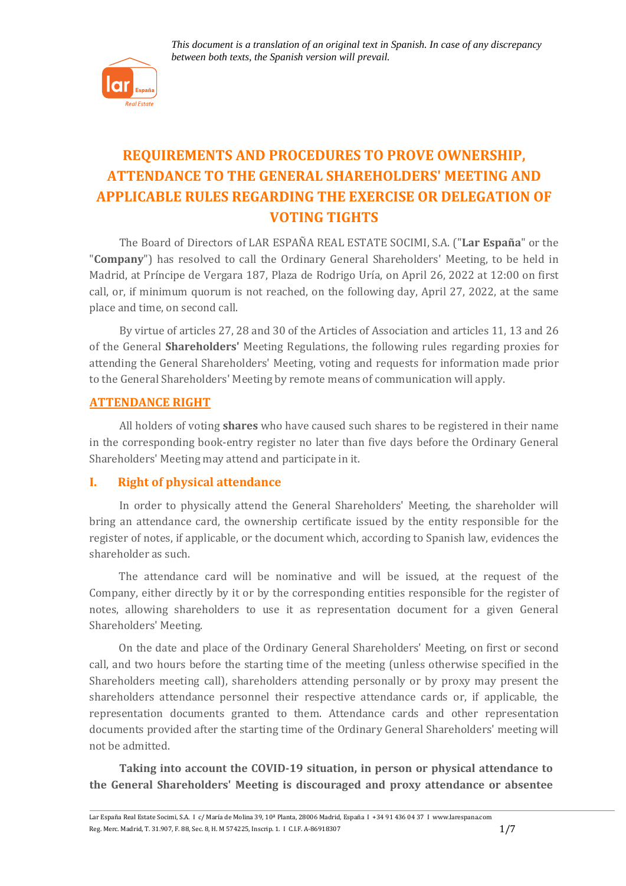*This document is a translation of an original text in Spanish. In case of any discrepancy between both texts, the Spanish version will prevail.*

# REQUIREMENTS AND PROCEDURES TO PROVE OWNERSHIP, ATTENDANCE TO THE GENERAL SHAREHOLDERS' MEETING AND APPLICABLE RULES REGARDING THE EXERCISE OR DELEGATION OF VOTING TIGHTS

The Board of Directors of LAR ESPAÑA REAL ESTATE SOCIMI, S.A. ("**Lar España**" or the "**Company**") has resolved to call the Ordinary General Shareholders' Meeting, to be held in Madrid, at Príncipe de Vergara 187, Plaza de Rodrigo Uría, on April 26, 2022 at 12:00 on first call, or, if minimum quorum is not reached, on the following day, April 27, 2022, at the same place and time, on second call.

By virtue of articles 27, 28 and 30 of the Articles of Association and articles 11, 13 and 26 of the General **Shareholders'** Meeting Regulations, the following rules regarding proxies for attending the General Shareholders' Meeting, voting and requests for information made prior to the General Shareholders' Meeting by remote means of communication will apply.

## ATTENDANCE RIGHT

All holders of voting **shares** who have caused such shares to be registered in their name in the corresponding book-entry register no later than five days before the Ordinary General Shareholders' Meeting may attend and participate in it.

### I. Right of physical attendance

In order to physically attend the General Shareholders' Meeting, the shareholder will bring an attendance card, the ownership certificate issued by the entity responsible for the register of notes, if applicable, or the document which, according to Spanish law, evidences the shareholder as such.

The attendance card will be nominative and will be issued, at the request of the Company, either directly by it or by the corresponding entities responsible for the register of notes, allowing shareholders to use it as representation document for a given General Shareholders' Meeting.

On the date and place of the Ordinary General Shareholders' Meeting, on first or second call, and two hours before the starting time of the meeting (unless otherwise specified in the Shareholders meeting call), shareholders attending personally or by proxy may present the shareholders attendance personnel their respective attendance cards or, if applicable, the representation documents granted to them. Attendance cards and other representation documents provided after the starting time of the Ordinary General Shareholders' meeting will not be admitted.

**Taking into account the COVID-19 situation, in person or physical attendance to the General Shareholders' Meeting is discouraged and proxy attendance or absentee**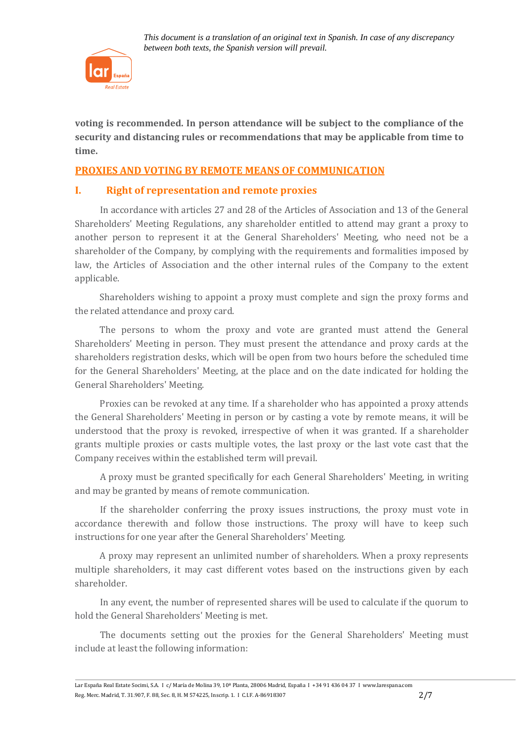**voting is recommended. In person attendance will be subject to the compliance of the security and distancing rules or recommendations that may be applicable from time to time.**

## PROXIES AND VOTING BY REMOTE MEANS OF COMMUNICATION

### I. Right of representation and remote proxies

In accordance with articles 27 and 28 of the Articles of Association and 13 of the General Shareholders' Meeting Regulations, any shareholder entitled to attend may grant a proxy to another person to represent it at the General Shareholders' Meeting, who need not be a shareholder of the Company, by complying with the requirements and formalities imposed by law, the Articles of Association and the other internal rules of the Company to the extent applicable.

Shareholders wishing to appoint a proxy must complete and sign the proxy forms and the related attendance and proxy card.

The persons to whom the proxy and vote are granted must attend the General Shareholders' Meeting in person. They must present the attendance and proxy cards at the shareholders registration desks, which will be open from two hours before the scheduled time for the General Shareholders' Meeting, at the place and on the date indicated for holding the General Shareholders' Meeting.

Proxies can be revoked at any time. If a shareholder who has appointed a proxy attends the General Shareholders' Meeting in person or by casting a vote by remote means, it will be understood that the proxy is revoked, irrespective of when it was granted. If a shareholder grants multiple proxies or casts multiple votes, the last proxy or the last vote cast that the Company receives within the established term will prevail.

A proxy must be granted specifically for each General Shareholders' Meeting, in writing and may be granted by means of remote communication.

If the shareholder conferring the proxy issues instructions, the proxy must vote in accordance therewith and follow those instructions. The proxy will have to keep such instructions for one year after the General Shareholders' Meeting.

A proxy may represent an unlimited number of shareholders. When a proxy represents multiple shareholders, it may cast different votes based on the instructions given by each shareholder.

In any event, the number of represented shares will be used to calculate if the quorum to hold the General Shareholders' Meeting is met.

The documents setting out the proxies for the General Shareholders' Meeting must include at least the following information: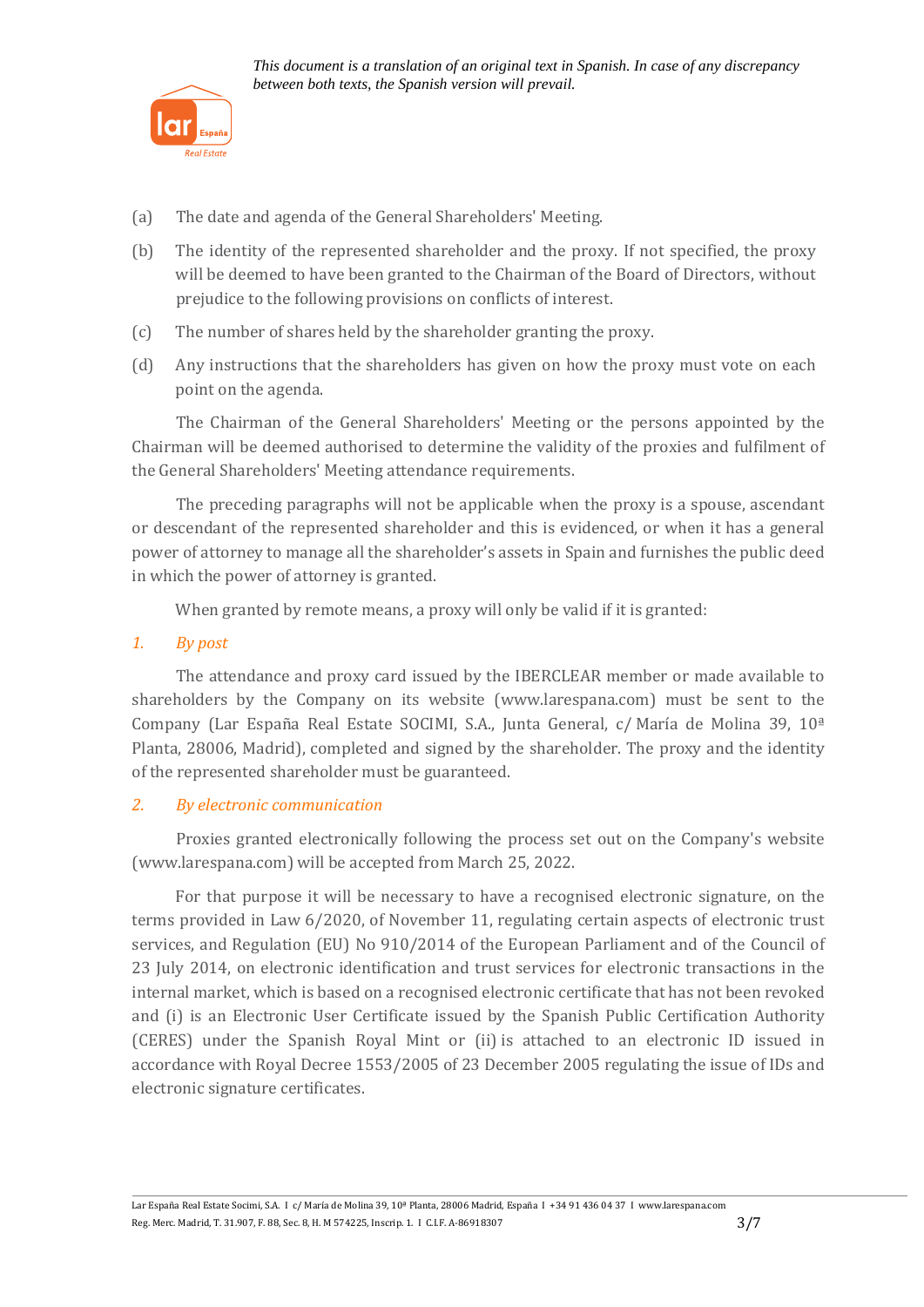(a) The date and agenda of the General Shareholders' Meeting.

(b) The identity of the represented shareholder and the proxy. If not specified, the proxy will be deemed to have been granted to the Chairman of the Board of Directors, without prejudice to the following provisions on conflicts of interest.

(c) The number of shares held by the shareholder granting the proxy.

(d) Any instructions that the shareholders has given on how the proxy must vote on each point on the agenda.

The Chairman of the General Shareholders' Meeting or the persons appointed by the Chairman will be deemed authorised to determine the validity of the proxies and fulfilment of the General Shareholders' Meeting attendance requirements.

The preceding paragraphs will not be applicable when the proxy is a spouse, ascendant or descendant of the represented shareholder and this is evidenced, or when it has a general power of attorney to manage all the shareholder's assets in Spain and furnishes the public deed in which the power of attorney is granted.

When granted by remote means, a proxy will only be valid if it is granted:

*1. By post*

The attendance and proxy card issued by the IBERCLEAR member or made available to shareholders by the Company on its website (www.larespana.com) must be sent to the Company (Lar España Real Estate SOCIMI, S.A., Junta General, c/ María de Molina 39, 10ª Planta, 28006, Madrid), completed and signed by the shareholder. The proxy and the identity of the represented shareholder must be guaranteed.

*2. By electronic communication*

Proxies granted electronically following the process set out on the Company's website (www.larespana.com) will be accepted from March 25, 2022.

For that purpose it will be necessary to have a recognised electronic signature, on the terms provided in Law 6/2020, of November 11, regulating certain aspects of electronic trust services, and Regulation (EU) No 910/2014 of the European Parliament and of the Council of 23 July 2014, on electronic identification and trust services for electronic transactions in the internal market, which is based on a recognised electronic certificate that has not been revoked and (i) is an Electronic User Certificate issued by the Spanish Public Certification Authority (CERES) under the Spanish Royal Mint or (ii) is attached to an electronic ID issued in accordance with Royal Decree 1553/2005 of 23 December 2005 regulating the issue of IDs and electronic signature certificates.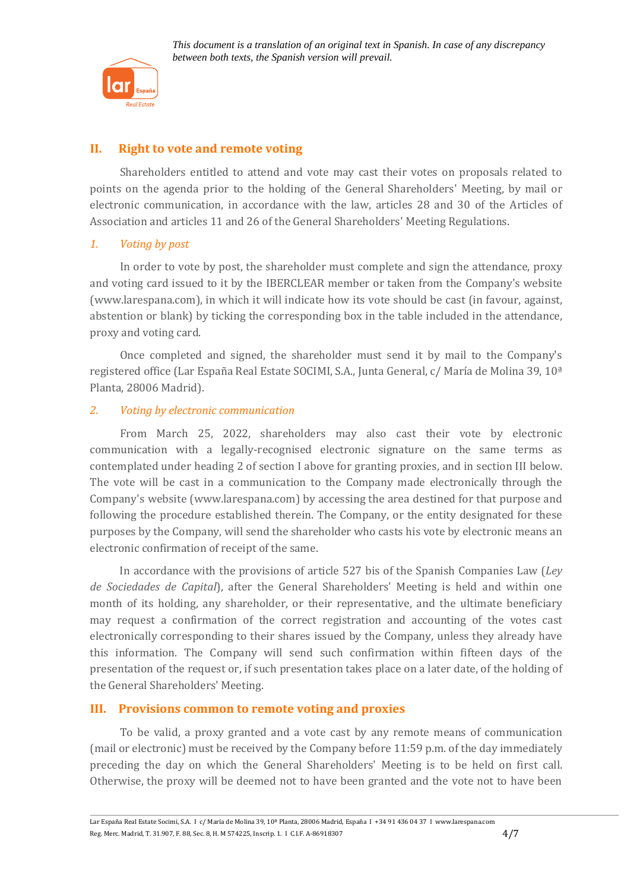*This document is a translation of an original text in Spanish. In case of any discrepancy between both texts, the Spanish version will prevail.*

## II. Right to vote and remote voting

Shareholders entitled to attend and vote may cast their votes on proposals related to points on the agenda prior to the holding of the General Shareholders' Meeting, by mail or electronic communication, in accordance with the law, articles 28 and 30 of the Articles of Association and articles 11 and 26 of the General Shareholders' Meeting Regulations.

### *1. Voting by post*

In order to vote by post, the shareholder must complete and sign the attendance, proxy and voting card issued to it by the IBERCLEAR member or taken from the Company's website (www.larespana.com), in which it will indicate how its vote should be cast (in favour, against, abstention or blank) by ticking the corresponding box in the table included in the attendance, proxy and voting card.

Once completed and signed, the shareholder must send it by mail to the Company's registered office (Lar España Real Estate SOCIMI, S.A., Junta General, c/ María de Molina 39, 10ª Planta, 28006 Madrid).

### *2. Voting by electronic communication*

From March 25, 2022, shareholders may also cast their vote by electronic communication with a legally-recognised electronic signature on the same terms as contemplated under heading 2 of section I above for granting proxies, and in section III below. The vote will be cast in a communication to the Company made electronically through the Company's website (www.larespana.com) by accessing the area destined for that purpose and following the procedure established therein. The Company, or the entity designated for these purposes by the Company, will send the shareholder who casts his vote by electronic means an electronic confirmation of receipt of the same.

In accordance with the provisions of article 527 bis of the Spanish Companies Law (*Ley de Sociedades de Capital*), after the General Shareholders' Meeting is held and within one month of its holding, any shareholder, or their representative, and the ultimate beneficiary may request a confirmation of the correct registration and accounting of the votes cast electronically corresponding to their shares issued by the Company, unless they already have this information. The Company will send such confirmation within fifteen days of the presentation of the request or, if such presentation takes place on a later date, of the holding of the General Shareholders' Meeting.

## III. Provisions common to remote voting and proxies

To be valid, a proxy granted and a vote cast by any remote means of communication (mail or electronic) must be received by the Company before 11:59 p.m. of the day immediately preceding the day on which the General Shareholders' Meeting is to be held on first call. Otherwise, the proxy will be deemed not to have been granted and the vote not to have been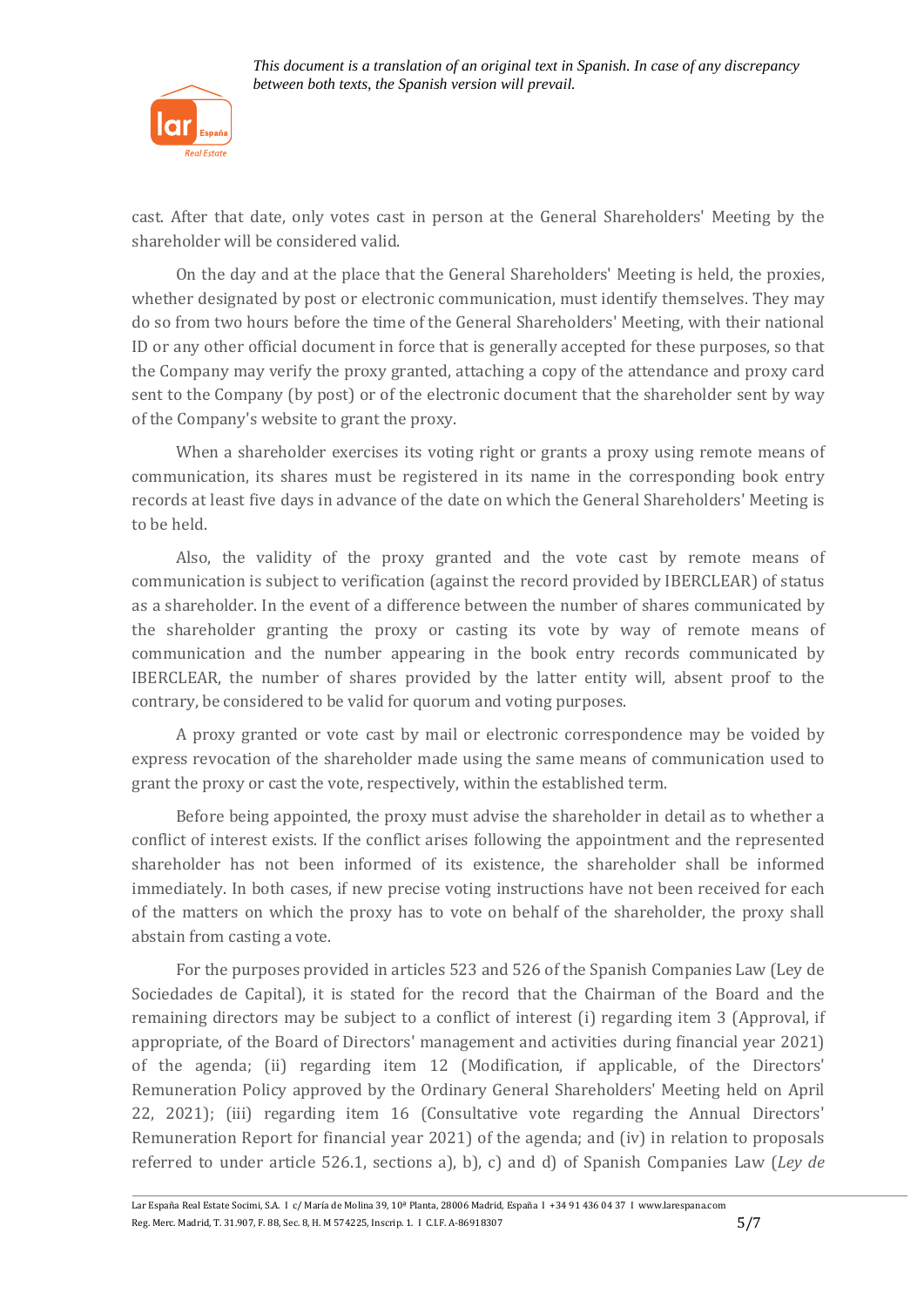cast. After that date, only votes cast in person at the General Shareholders' Meeting by the shareholder will be considered valid.

On the day and at the place that the General Shareholders' Meeting is held, the proxies, whether designated by post or electronic communication, must identify themselves. They may do so from two hours before the time of the General Shareholders' Meeting, with their national ID or any other official document in force that is generally accepted for these purposes, so that the Company may verify the proxy granted, attaching a copy of the attendance and proxy card sent to the Company (by post) or of the electronic document that the shareholder sent by way of the Company's website to grant the proxy.

When a shareholder exercises its voting right or grants a proxy using remote means of communication, its shares must be registered in its name in the corresponding book entry records at least five days in advance of the date on which the General Shareholders' Meeting is to be held.

Also, the validity of the proxy granted and the vote cast by remote means of communication is subject to verification (against the record provided by IBERCLEAR) of status as a shareholder. In the event of a difference between the number of shares communicated by the shareholder granting the proxy or casting its vote by way of remote means of communication and the number appearing in the book entry records communicated by IBERCLEAR, the number of shares provided by the latter entity will, absent proof to the contrary, be considered to be valid for quorum and voting purposes.

A proxy granted or vote cast by mail or electronic correspondence may be voided by express revocation of the shareholder made using the same means of communication used to grant the proxy or cast the vote, respectively, within the established term.

Before being appointed, the proxy must advise the shareholder in detail as to whether a conflict of interest exists. If the conflict arises following the appointment and the represented shareholder has not been informed of its existence, the shareholder shall be informed immediately. In both cases, if new precise voting instructions have not been received for each of the matters on which the proxy has to vote on behalf of the shareholder, the proxy shall abstain from casting a vote.

For the purposes provided in articles 523 and 526 of the Spanish Companies Law (Ley de Sociedades de Capital), it is stated for the record that the Chairman of the Board and the remaining directors may be subject to a conflict of interest (i) regarding item 3 (Approval, if appropriate, of the Board of Directors' management and activities during financial year 2021) of the agenda; (ii) regarding item 12 (Modification, if applicable, of the Directors' Remuneration Policy approved by the Ordinary General Shareholders' Meeting held on April 22, 2021); (iii) regarding item 16 (Consultative vote regarding the Annual Directors' Remuneration Report for financial year 2021) of the agenda; and (iv) in relation to proposals referred to under article 526.1, sections a), b), c) and d) of Spanish Companies Law (*Ley de*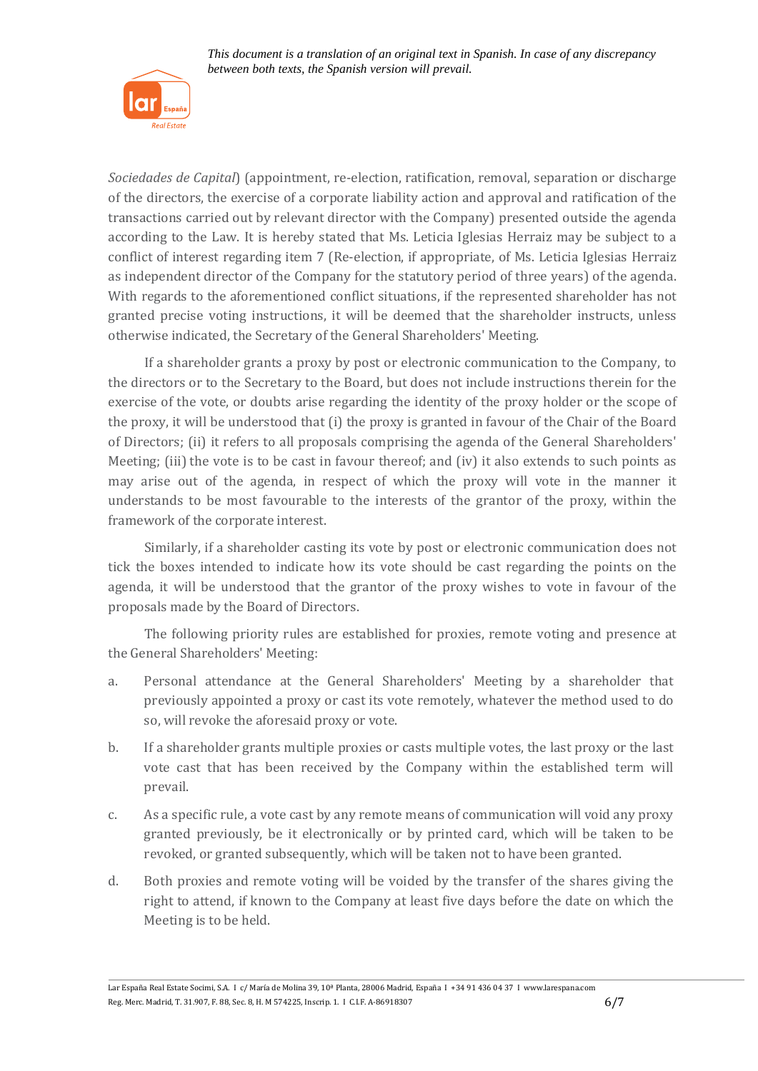*Sociedades de Capital*) (appointment, re-election, ratification, removal, separation or discharge of the directors, the exercise of a corporate liability action and approval and ratification of the transactions carried out by relevant director with the Company) presented outside the agenda according to the Law. It is hereby stated that Ms. Leticia Iglesias Herraiz may be subject to a conflict of interest regarding item 7 (Re-election, if appropriate, of Ms. Leticia Iglesias Herraiz as independent director of the Company for the statutory period of three years) of the agenda. With regards to the aforementioned conflict situations, if the represented shareholder has not granted precise voting instructions, it will be deemed that the shareholder instructs, unless otherwise indicated, the Secretary of the General Shareholders' Meeting.

If a shareholder grants a proxy by post or electronic communication to the Company, to the directors or to the Secretary to the Board, but does not include instructions therein for the exercise of the vote, or doubts arise regarding the identity of the proxy holder or the scope of the proxy, it will be understood that (i) the proxy is granted in favour of the Chair of the Board of Directors; (ii) it refers to all proposals comprising the agenda of the General Shareholders' Meeting; (iii) the vote is to be cast in favour thereof; and (iv) it also extends to such points as may arise out of the agenda, in respect of which the proxy will vote in the manner it understands to be most favourable to the interests of the grantor of the proxy, within the framework of the corporate interest.

Similarly, if a shareholder casting its vote by post or electronic communication does not tick the boxes intended to indicate how its vote should be cast regarding the points on the agenda, it will be understood that the grantor of the proxy wishes to vote in favour of the proposals made by the Board of Directors.

The following priority rules are established for proxies, remote voting and presence at the General Shareholders' Meeting:

a. Personal attendance at the General Shareholders' Meeting by a shareholder that previously appointed a proxy or cast its vote remotely, whatever the method used to do so, will revoke the aforesaid proxy or vote.

b. If a shareholder grants multiple proxies or casts multiple votes, the last proxy or the last vote cast that has been received by the Company within the established term will prevail.

c. As a specific rule, a vote cast by any remote means of communication will void any proxy granted previously, be it electronically or by printed card, which will be taken to be revoked, or granted subsequently, which will be taken not to have been granted.

d. Both proxies and remote voting will be voided by the transfer of the shares giving the right to attend, if known to the Company at least five days before the date on which the Meeting is to be held.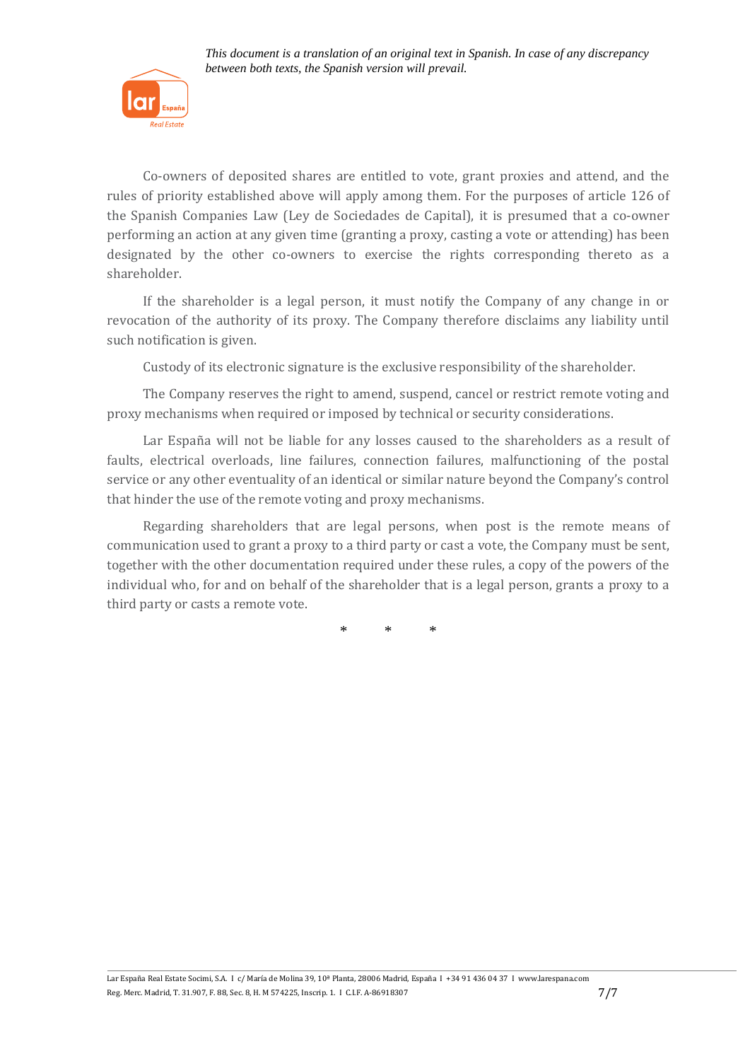Co-owners of deposited shares are entitled to vote, grant proxies and attend, and the rules of priority established above will apply among them. For the purposes of article 126 of the Spanish Companies Law (Ley de Sociedades de Capital), it is presumed that a co-owner performing an action at any given time (granting a proxy, casting a vote or attending) has been designated by the other co-owners to exercise the rights corresponding thereto as a shareholder.

If the shareholder is a legal person, it must notify the Company of any change in or revocation of the authority of its proxy. The Company therefore disclaims any liability until such notification is given.

Custody of its electronic signature is the exclusive responsibility of the shareholder.

The Company reserves the right to amend, suspend, cancel or restrict remote voting and proxy mechanisms when required or imposed by technical or security considerations.

Lar España will not be liable for any losses caused to the shareholders as a result of faults, electrical overloads, line failures, connection failures, malfunctioning of the postal service or any other eventuality of an identical or similar nature beyond the Company's control that hinder the use of the remote voting and proxy mechanisms.

Regarding shareholders that are legal persons, when post is the remote means of communication used to grant a proxy to a third party or cast a vote, the Company must be sent, together with the other documentation required under these rules, a copy of the powers of the individual who, for and on behalf of the shareholder that is a legal person, grants a proxy to a third party or casts a remote vote.

\* \* \*